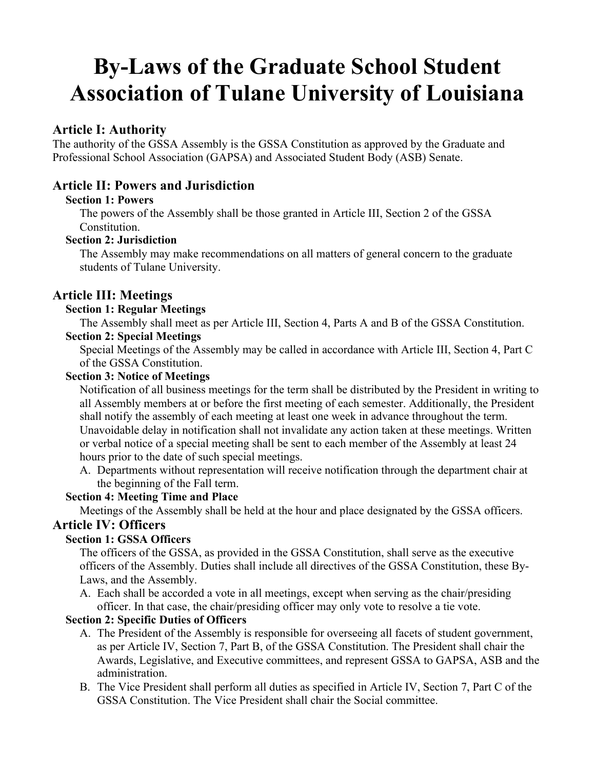# By-Laws of the Graduate School Student Association of Tulane University of Louisiana

## Article I: Authority

The authority of the GSSA Assembly is the GSSA Constitution as approved by the Graduate and Professional School Association (GAPSA) and Associated Student Body (ASB) Senate.

## Article II: Powers and Jurisdiction

### Section 1: Powers

The powers of the Assembly shall be those granted in Article III, Section 2 of the GSSA Constitution.

### Section 2: Jurisdiction

The Assembly may make recommendations on all matters of general concern to the graduate students of Tulane University.

## Article III: Meetings

### Section 1: Regular Meetings

The Assembly shall meet as per Article III, Section 4, Parts A and B of the GSSA Constitution.

### Section 2: Special Meetings

Special Meetings of the Assembly may be called in accordance with Article III, Section 4, Part C of the GSSA Constitution.

### Section 3: Notice of Meetings

Notification of all business meetings for the term shall be distributed by the President in writing to all Assembly members at or before the first meeting of each semester. Additionally, the President shall notify the assembly of each meeting at least one week in advance throughout the term. Unavoidable delay in notification shall not invalidate any action taken at these meetings. Written or verbal notice of a special meeting shall be sent to each member of the Assembly at least 24 hours prior to the date of such special meetings.

A. Departments without representation will receive notification through the department chair at the beginning of the Fall term.

### Section 4: Meeting Time and Place

Meetings of the Assembly shall be held at the hour and place designated by the GSSA officers.

## Article IV: Officers

### Section 1: GSSA Officers

The officers of the GSSA, as provided in the GSSA Constitution, shall serve as the executive officers of the Assembly. Duties shall include all directives of the GSSA Constitution, these By-Laws, and the Assembly.

A. Each shall be accorded a vote in all meetings, except when serving as the chair/presiding officer. In that case, the chair/presiding officer may only vote to resolve a tie vote.

### Section 2: Specific Duties of Officers

A. The President of the Assembly is responsible for overseeing all facets of student government, as per Article IV, Section 7, Part B, of the GSSA Constitution. The President shall chair the Awards, Legislative, and Executive committees, and represent GSSA to GAPSA, ASB and the administration.

B. The Vice President shall perform all duties as specified in Article IV, Section 7, Part C of the GSSA Constitution. The Vice President shall chair the Social committee.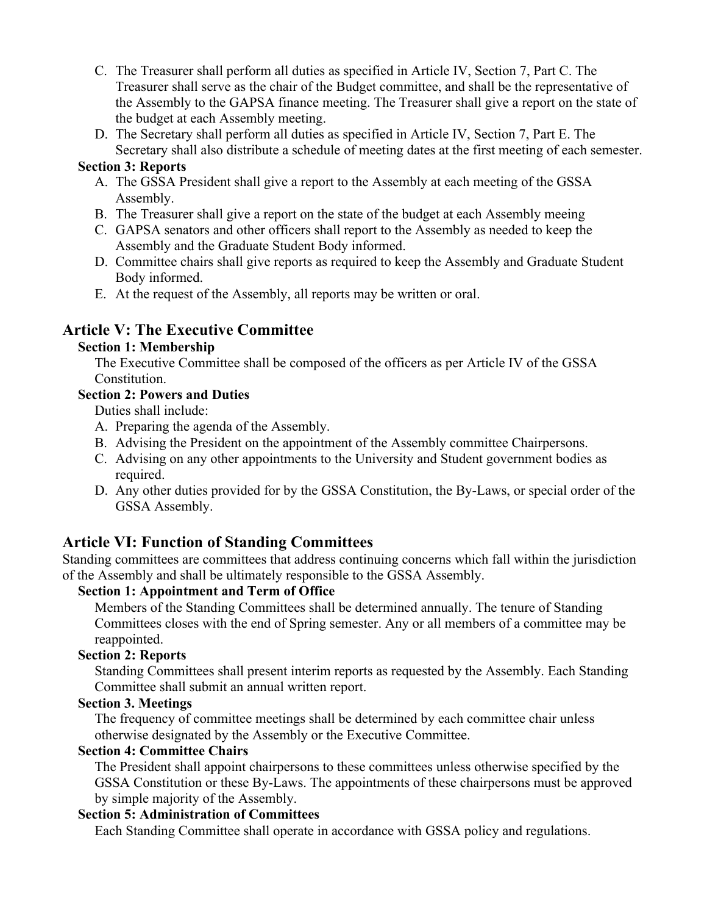C. The Treasurer shall perform all duties as specified in Article IV, Section 7, Part C. The Treasurer shall serve as the chair of the Budget committee, and shall be the representative of the Assembly to the GAPSA finance meeting. The Treasurer shall give a report on the state of the budget at each Assembly meeting.

D. The Secretary shall perform all duties as specified in Article IV, Section 7, Part E. The Secretary shall also distribute a schedule of meeting dates at the first meeting of each semester.

### Section 3: Reports

A. The GSSA President shall give a report to the Assembly at each meeting of the GSSA Assembly.

B. The Treasurer shall give a report on the state of the budget at each Assembly meeing

C. GAPSA senators and other officers shall report to the Assembly as needed to keep the Assembly and the Graduate Student Body informed.

D. Committee chairs shall give reports as required to keep the Assembly and Graduate Student Body informed.

E. At the request of the Assembly, all reports may be written or oral.

## Article V: The Executive Committee

### Section 1: Membership

The Executive Committee shall be composed of the officers as per Article IV of the GSSA Constitution.

### Section 2: Powers and Duties

Duties shall include:

A. Preparing the agenda of the Assembly.

B. Advising the President on the appointment of the Assembly committee Chairpersons.

C. Advising on any other appointments to the University and Student government bodies as required.

D. Any other duties provided for by the GSSA Constitution, the By-Laws, or special order of the GSSA Assembly.

## Article VI: Function of Standing Committees

Standing committees are committees that address continuing concerns which fall within the jurisdiction of the Assembly and shall be ultimately responsible to the GSSA Assembly.

### Section 1: Appointment and Term of Office

Members of the Standing Committees shall be determined annually. The tenure of Standing Committees closes with the end of Spring semester. Any or all members of a committee may be reappointed.

### Section 2: Reports

Standing Committees shall present interim reports as requested by the Assembly. Each Standing Committee shall submit an annual written report.

### Section 3. Meetings

The frequency of committee meetings shall be determined by each committee chair unless otherwise designated by the Assembly or the Executive Committee.

### Section 4: Committee Chairs

The President shall appoint chairpersons to these committees unless otherwise specified by the GSSA Constitution or these By-Laws. The appointments of these chairpersons must be approved by simple majority of the Assembly.

### Section 5: Administration of Committees

Each Standing Committee shall operate in accordance with GSSA policy and regulations.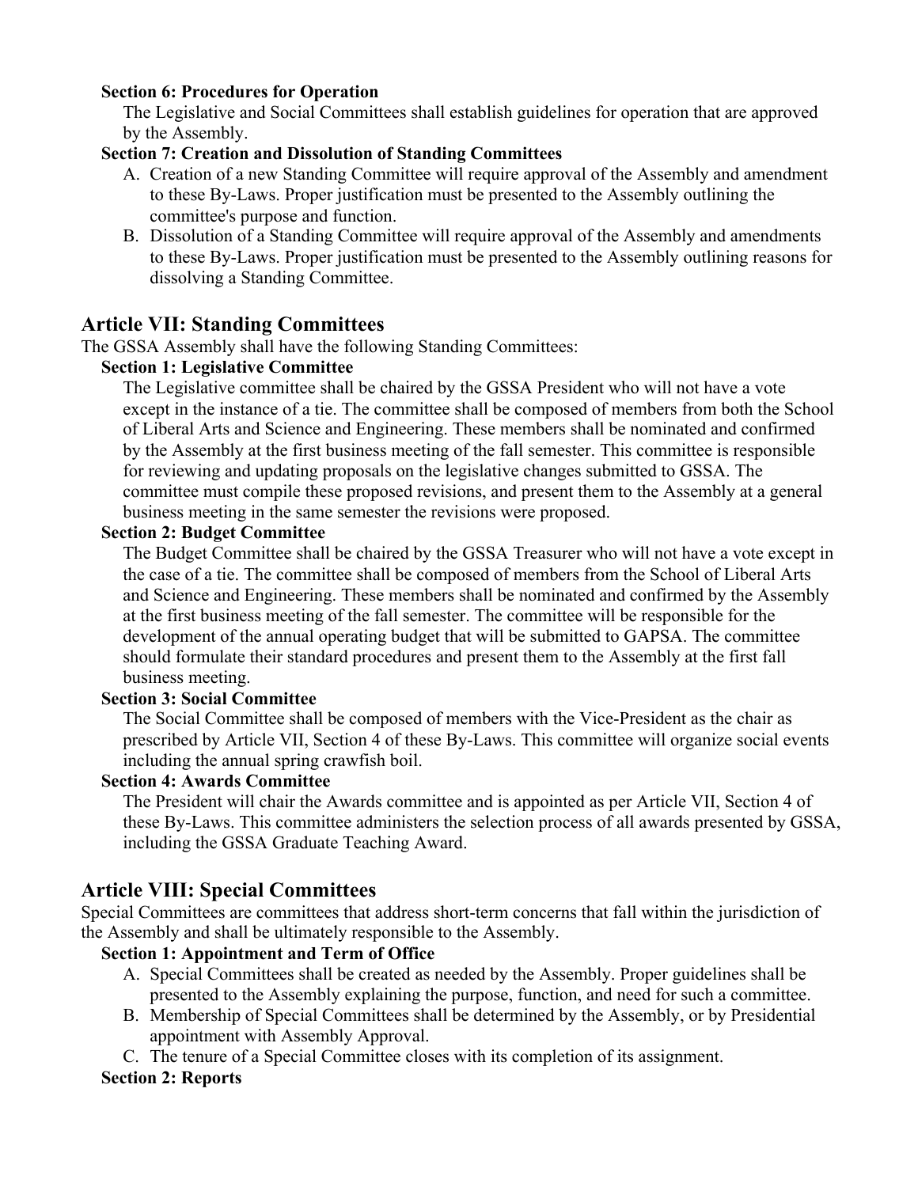**Section 6: Procedures for Operation**

The Legislative and Social Committees shall establish guidelines for operation that are approved by the Assembly.

**Section 7: Creation and Dissolution of Standing Committees**

A. Creation of a new Standing Committee will require approval of the Assembly and amendment to these By-Laws. Proper justification must be presented to the Assembly outlining the committee's purpose and function.
B. Dissolution of a Standing Committee will require approval of the Assembly and amendments to these By-Laws. Proper justification must be presented to the Assembly outlining reasons for dissolving a Standing Committee.

## Article VII: Standing Committees

The GSSA Assembly shall have the following Standing Committees:

**Section 1: Legislative Committee**

The Legislative committee shall be chaired by the GSSA President who will not have a vote except in the instance of a tie. The committee shall be composed of members from both the School of Liberal Arts and Science and Engineering. These members shall be nominated and confirmed by the Assembly at the first business meeting of the fall semester. This committee is responsible for reviewing and updating proposals on the legislative changes submitted to GSSA. The committee must compile these proposed revisions, and present them to the Assembly at a general business meeting in the same semester the revisions were proposed.

**Section 2: Budget Committee**

The Budget Committee shall be chaired by the GSSA Treasurer who will not have a vote except in the case of a tie. The committee shall be composed of members from the School of Liberal Arts and Science and Engineering. These members shall be nominated and confirmed by the Assembly at the first business meeting of the fall semester. The committee will be responsible for the development of the annual operating budget that will be submitted to GAPSA. The committee should formulate their standard procedures and present them to the Assembly at the first fall business meeting.

**Section 3: Social Committee**

The Social Committee shall be composed of members with the Vice-President as the chair as prescribed by Article VII, Section 4 of these By-Laws. This committee will organize social events including the annual spring crawfish boil.

**Section 4: Awards Committee**

The President will chair the Awards committee and is appointed as per Article VII, Section 4 of these By-Laws. This committee administers the selection process of all awards presented by GSSA, including the GSSA Graduate Teaching Award.

## Article VIII: Special Committees

Special Committees are committees that address short-term concerns that fall within the jurisdiction of the Assembly and shall be ultimately responsible to the Assembly.

**Section 1: Appointment and Term of Office**

A. Special Committees shall be created as needed by the Assembly. Proper guidelines shall be presented to the Assembly explaining the purpose, function, and need for such a committee.
B. Membership of Special Committees shall be determined by the Assembly, or by Presidential appointment with Assembly Approval.
C. The tenure of a Special Committee closes with its completion of its assignment.

**Section 2: Reports**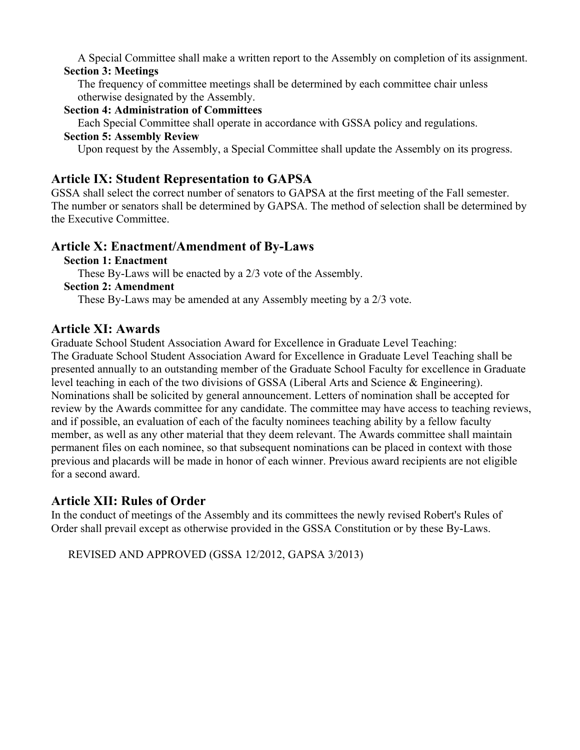A Special Committee shall make a written report to the Assembly on completion of its assignment.

**Section 3: Meetings**

The frequency of committee meetings shall be determined by each committee chair unless otherwise designated by the Assembly.

**Section 4: Administration of Committees**

Each Special Committee shall operate in accordance with GSSA policy and regulations.

**Section 5: Assembly Review**

Upon request by the Assembly, a Special Committee shall update the Assembly on its progress.

## Article IX: Student Representation to GAPSA

GSSA shall select the correct number of senators to GAPSA at the first meeting of the Fall semester. The number or senators shall be determined by GAPSA. The method of selection shall be determined by the Executive Committee.

## Article X: Enactment/Amendment of By-Laws

**Section 1: Enactment**

These By-Laws will be enacted by a 2/3 vote of the Assembly.

**Section 2: Amendment**

These By-Laws may be amended at any Assembly meeting by a 2/3 vote.

## Article XI: Awards

Graduate School Student Association Award for Excellence in Graduate Level Teaching:
The Graduate School Student Association Award for Excellence in Graduate Level Teaching shall be presented annually to an outstanding member of the Graduate School Faculty for excellence in Graduate level teaching in each of the two divisions of GSSA (Liberal Arts and Science & Engineering). Nominations shall be solicited by general announcement. Letters of nomination shall be accepted for review by the Awards committee for any candidate. The committee may have access to teaching reviews, and if possible, an evaluation of each of the faculty nominees teaching ability by a fellow faculty member, as well as any other material that they deem relevant. The Awards committee shall maintain permanent files on each nominee, so that subsequent nominations can be placed in context with those previous and placards will be made in honor of each winner. Previous award recipients are not eligible for a second award.

## Article XII: Rules of Order

In the conduct of meetings of the Assembly and its committees the newly revised Robert's Rules of Order shall prevail except as otherwise provided in the GSSA Constitution or by these By-Laws.

REVISED AND APPROVED (GSSA 12/2012, GAPSA 3/2013)